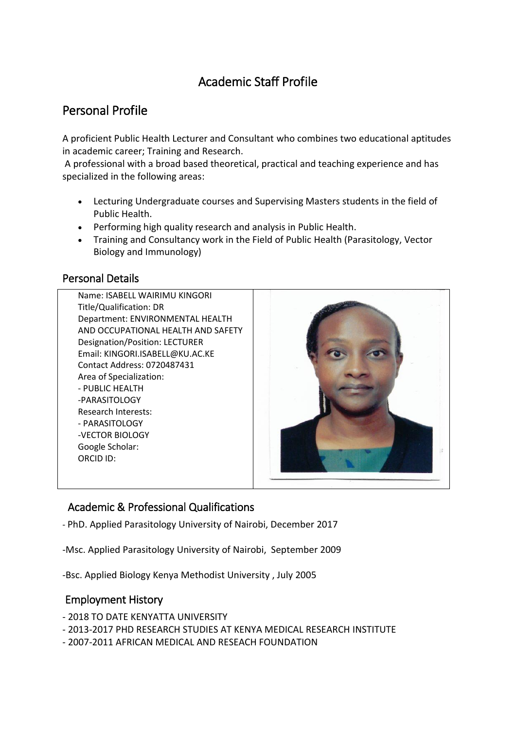# Academic Staff Profile

## Personal Profile

A proficient Public Health Lecturer and Consultant who combines two educational aptitudes in academic career; Training and Research.

A professional with a broad based theoretical, practical and teaching experience and has specialized in the following areas:

- Lecturing Undergraduate courses and Supervising Masters students in the field of Public Health.
- Performing high quality research and analysis in Public Health.
- Training and Consultancy work in the Field of Public Health (Parasitology, Vector Biology and Immunology)

### Personal Details

Name: ISABELL WAIRIMU KINGORI
Title/Qualification: DR
Department: ENVIRONMENTAL HEALTH AND OCCUPATIONAL HEALTH AND SAFETY
Designation/Position: LECTURER
Email: KINGORI.ISABELL@KU.AC.KE
Contact Address: 0720487431
Area of Specialization:
- PUBLIC HEALTH
-PARASITOLOGY
Research Interests:
- PARASITOLOGY
-VECTOR BIOLOGY
Google Scholar:
ORCID ID:

### Academic & Professional Qualifications

- PhD. Applied Parasitology University of Nairobi, December 2017

-Msc. Applied Parasitology University of Nairobi, September 2009

-Bsc. Applied Biology Kenya Methodist University , July 2005

### Employment History

- 2018 TO DATE KENYATTA UNIVERSITY
- 2013-2017 PHD RESEARCH STUDIES AT KENYA MEDICAL RESEARCH INSTITUTE
- 2007-2011 AFRICAN MEDICAL AND RESEACH FOUNDATION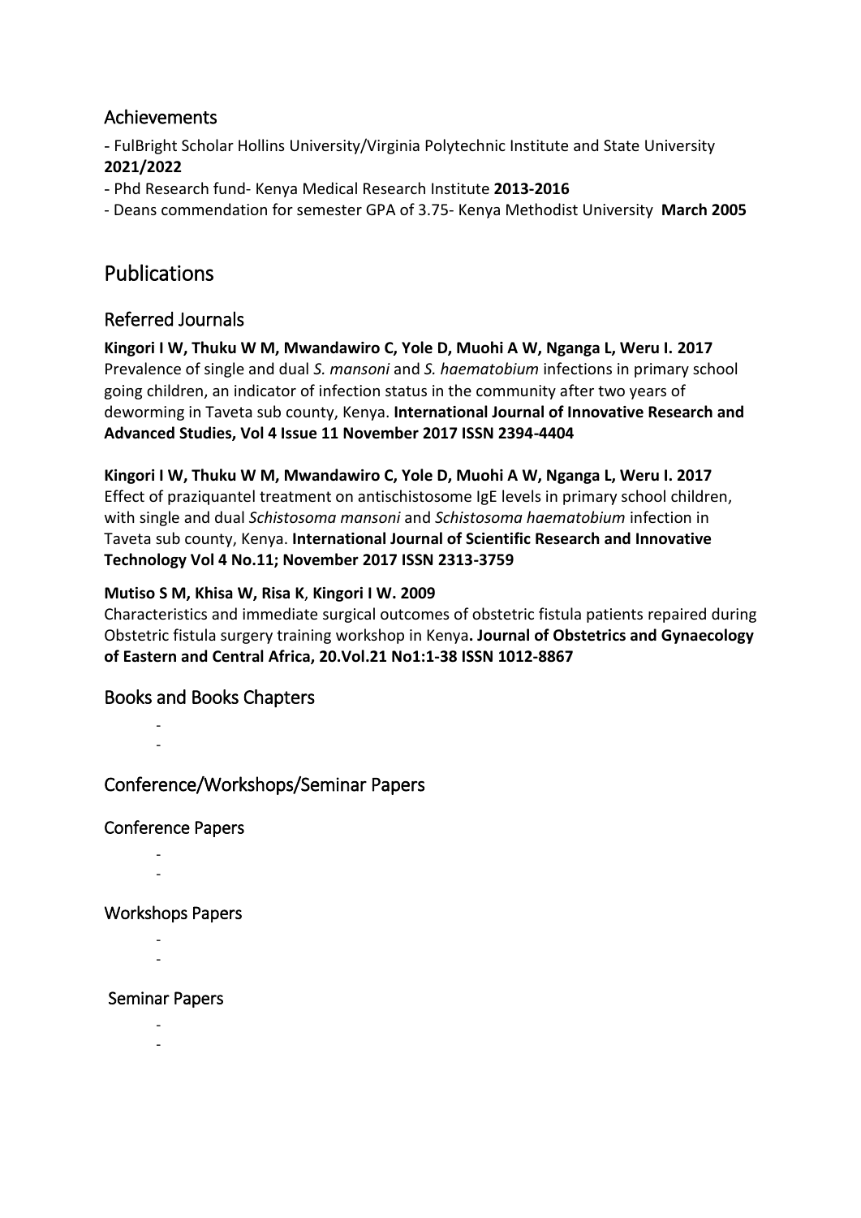## Achievements

- FulBright Scholar Hollins University/Virginia Polytechnic Institute and State University **2021/2022**
- Phd Research fund- Kenya Medical Research Institute **2013-2016**
- Deans commendation for semester GPA of 3.75- Kenya Methodist University **March 2005**

# Publications

## Referred Journals

**Kingori I W, Thuku W M, Mwandawiro C, Yole D, Muohi A W, Nganga L, Weru I. 2017**
Prevalence of single and dual *S. mansoni* and *S. haematobium* infections in primary school going children, an indicator of infection status in the community after two years of deworming in Taveta sub county, Kenya. **International Journal of Innovative Research and Advanced Studies, Vol 4 Issue 11 November 2017 ISSN 2394-4404**

**Kingori I W, Thuku W M, Mwandawiro C, Yole D, Muohi A W, Nganga L, Weru I. 2017**
Effect of praziquantel treatment on antischistosome IgE levels in primary school children, with single and dual *Schistosoma mansoni* and *Schistosoma haematobium* infection in Taveta sub county, Kenya. **International Journal of Scientific Research and Innovative Technology Vol 4 No.11; November 2017 ISSN 2313-3759**

**Mutiso S M, Khisa W, Risa K**, **Kingori I W. 2009**
Characteristics and immediate surgical outcomes of obstetric fistula patients repaired during Obstetric fistula surgery training workshop in Kenya**. Journal of Obstetrics and Gynaecology of Eastern and Central Africa, 20.Vol.21 No1:1-38 ISSN 1012-8867**

## Books and Books Chapters

-
-

## Conference/Workshops/Seminar Papers

### Conference Papers

-
-

### Workshops Papers

-
-

### Seminar Papers

-
-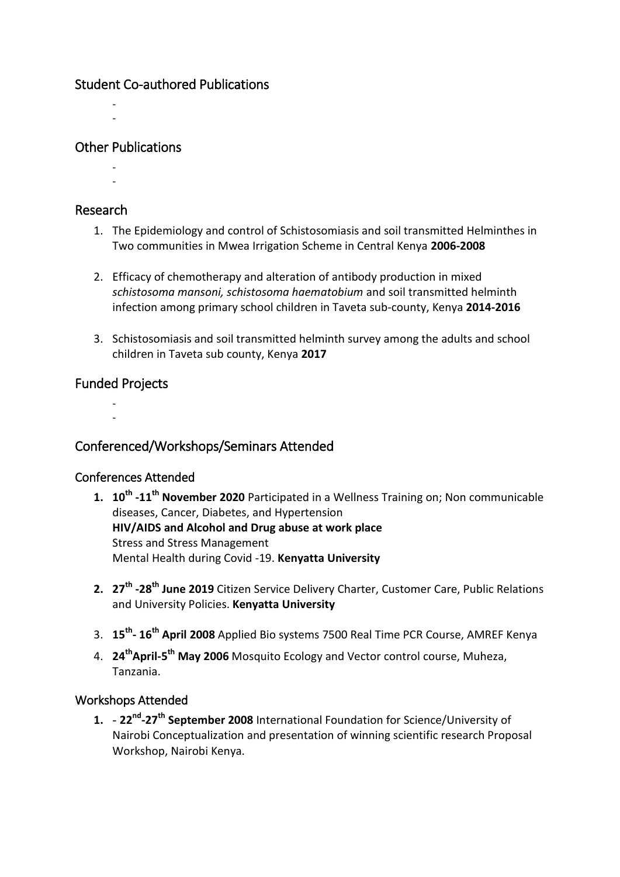## Student Co-authored Publications

- 
- 

## Other Publications

- 
- 

## Research

1. The Epidemiology and control of Schistosomiasis and soil transmitted Helminthes in Two communities in Mwea Irrigation Scheme in Central Kenya **2006-2008**

2. Efficacy of chemotherapy and alteration of antibody production in mixed *schistosoma mansoni, schistosoma haematobium* and soil transmitted helminth infection among primary school children in Taveta sub-county, Kenya **2014-2016**

3. Schistosomiasis and soil transmitted helminth survey among the adults and school children in Taveta sub county, Kenya **2017**

## Funded Projects

- 
- 

## Conferenced/Workshops/Seminars Attended

### Conferences Attended

1. **10th -11th November 2020** Participated in a Wellness Training on; Non communicable diseases, Cancer, Diabetes, and Hypertension
   **HIV/AIDS and Alcohol and Drug abuse at work place**
   Stress and Stress Management
   Mental Health during Covid -19. **Kenyatta University**

2. **27th -28th June 2019** Citizen Service Delivery Charter, Customer Care, Public Relations and University Policies. **Kenyatta University**

3. **15th- 16th April 2008** Applied Bio systems 7500 Real Time PCR Course, AMREF Kenya

4. **24thApril-5th May 2006** Mosquito Ecology and Vector control course, Muheza, Tanzania.

### Workshops Attended

1. - **22nd-27th September 2008** International Foundation for Science/University of Nairobi Conceptualization and presentation of winning scientific research Proposal Workshop, Nairobi Kenya.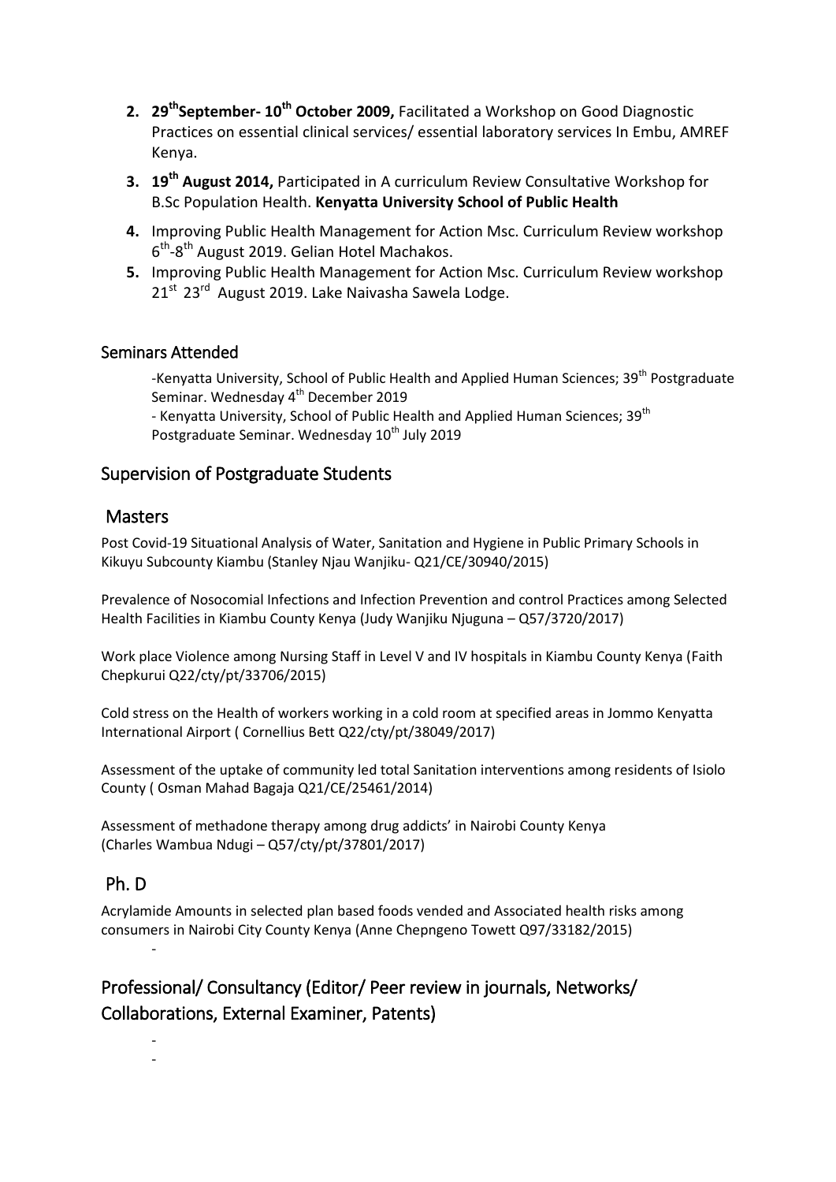2. **29th September- 10th October 2009,** Facilitated a Workshop on Good Diagnostic Practices on essential clinical services/ essential laboratory services In Embu, AMREF Kenya.
3. **19th August 2014,** Participated in A curriculum Review Consultative Workshop for B.Sc Population Health. **Kenyatta University School of Public Health**
4. Improving Public Health Management for Action Msc. Curriculum Review workshop 6th-8th August 2019. Gelian Hotel Machakos.
5. Improving Public Health Management for Action Msc. Curriculum Review workshop 21st 23rd August 2019. Lake Naivasha Sawela Lodge.

## Seminars Attended

-Kenyatta University, School of Public Health and Applied Human Sciences; 39th Postgraduate Seminar. Wednesday 4th December 2019

- Kenyatta University, School of Public Health and Applied Human Sciences; 39th Postgraduate Seminar. Wednesday 10th July 2019

## Supervision of Postgraduate Students

### Masters

Post Covid-19 Situational Analysis of Water, Sanitation and Hygiene in Public Primary Schools in Kikuyu Subcounty Kiambu (Stanley Njau Wanjiku- Q21/CE/30940/2015)

Prevalence of Nosocomial Infections and Infection Prevention and control Practices among Selected Health Facilities in Kiambu County Kenya (Judy Wanjiku Njuguna – Q57/3720/2017)

Work place Violence among Nursing Staff in Level V and IV hospitals in Kiambu County Kenya (Faith Chepkurui Q22/cty/pt/33706/2015)

Cold stress on the Health of workers working in a cold room at specified areas in Jommo Kenyatta International Airport ( Cornellius Bett Q22/cty/pt/38049/2017)

Assessment of the uptake of community led total Sanitation interventions among residents of Isiolo County ( Osman Mahad Bagaja Q21/CE/25461/2014)

Assessment of methadone therapy among drug addicts' in Nairobi County Kenya (Charles Wambua Ndugi – Q57/cty/pt/37801/2017)

### Ph. D

Acrylamide Amounts in selected plan based foods vended and Associated health risks among consumers in Nairobi City County Kenya (Anne Chepngeno Towett Q97/33182/2015)

-

## Professional/ Consultancy (Editor/ Peer review in journals, Networks/ Collaborations, External Examiner, Patents)

-
-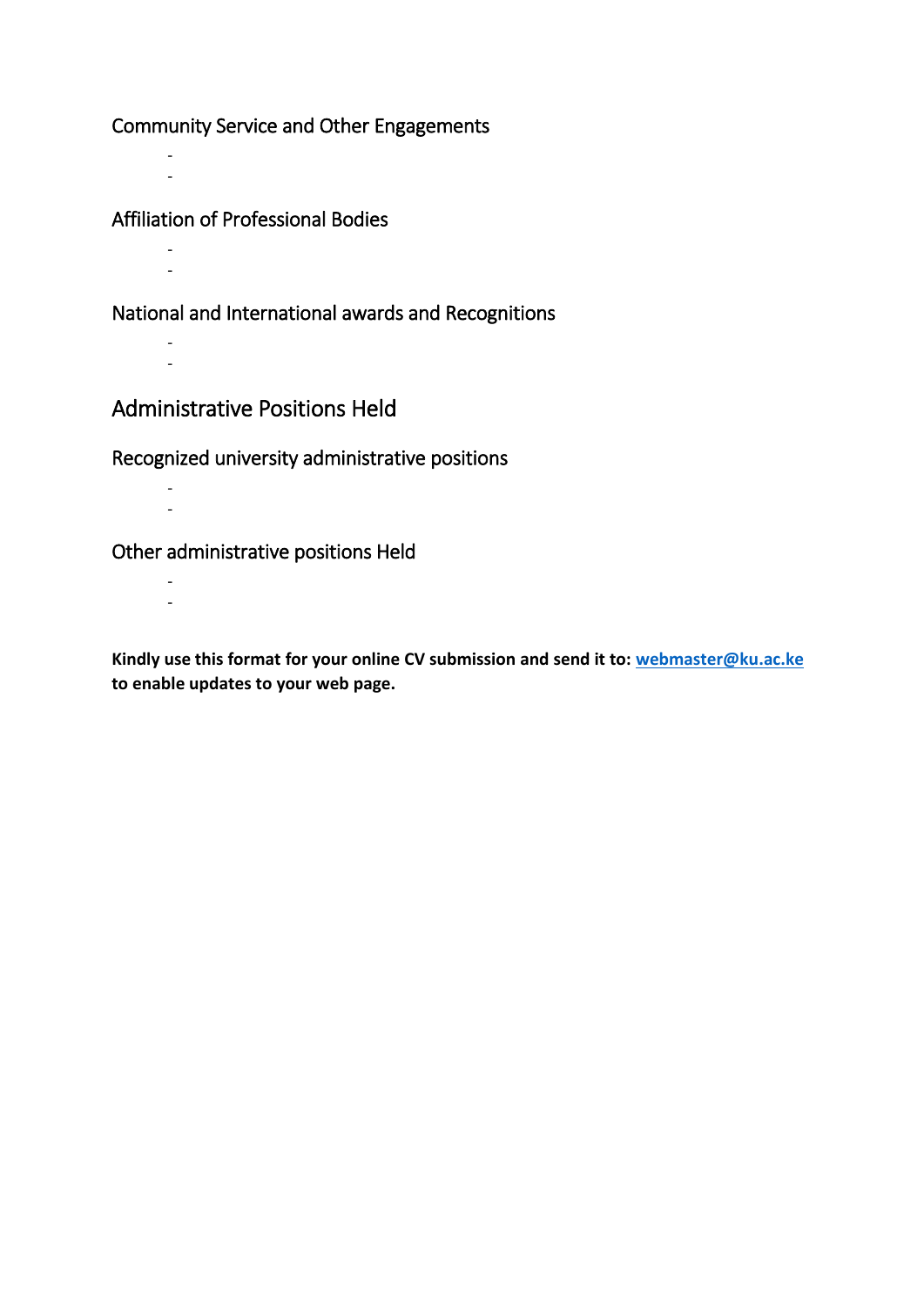### Community Service and Other Engagements

- 
- 

### Affiliation of Professional Bodies

- 
- 

### National and International awards and Recognitions

- 
- 

## Administrative Positions Held

### Recognized university administrative positions

- 
- 

### Other administrative positions Held

- 
- 

**Kindly use this format for your online CV submission and send it to: webmaster@ku.ac.ke to enable updates to your web page.**